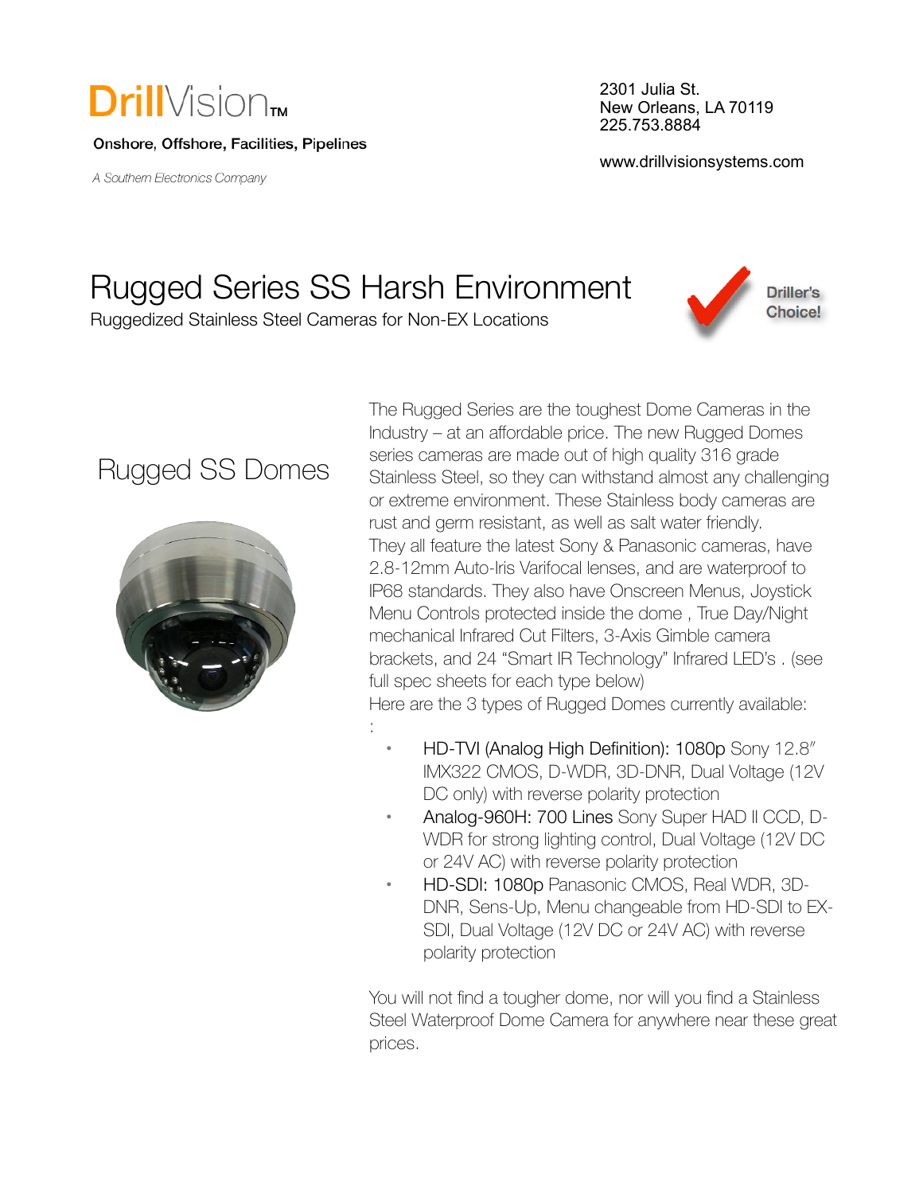# DrillVision™

Onshore, Offshore, Facilities, Pipelines

*A Southern Electronics Company*

2301 Julia St.
New Orleans, LA 70119
225.753.8884

www.drillvisionsystems.com

# Rugged Series SS Harsh Environment

Ruggedized Stainless Steel Cameras for Non-EX Locations

Driller's Choice!

## Rugged SS Domes

The Rugged Series are the toughest Dome Cameras in the Industry – at an affordable price. The new Rugged Domes series cameras are made out of high quality 316 grade Stainless Steel, so they can withstand almost any challenging or extreme environment. These Stainless body cameras are rust and germ resistant, as well as salt water friendly. They all feature the latest Sony & Panasonic cameras, have 2.8-12mm Auto-Iris Varifocal lenses, and are waterproof to IP68 standards. They also have Onscreen Menus, Joystick Menu Controls protected inside the dome , True Day/Night mechanical Infrared Cut Filters, 3-Axis Gimble camera brackets, and 24 "Smart IR Technology" Infrared LED's . (see full spec sheets for each type below)
Here are the 3 types of Rugged Domes currently available:
:

- HD-TVI (Analog High Definition): 1080p Sony 12.8" IMX322 CMOS, D-WDR, 3D-DNR, Dual Voltage (12V DC only) with reverse polarity protection
- Analog-960H: 700 Lines Sony Super HAD II CCD, D-WDR for strong lighting control, Dual Voltage (12V DC or 24V AC) with reverse polarity protection
- HD-SDI: 1080p Panasonic CMOS, Real WDR, 3D-DNR, Sens-Up, Menu changeable from HD-SDI to EX-SDI, Dual Voltage (12V DC or 24V AC) with reverse polarity protection

You will not find a tougher dome, nor will you find a Stainless Steel Waterproof Dome Camera for anywhere near these great prices.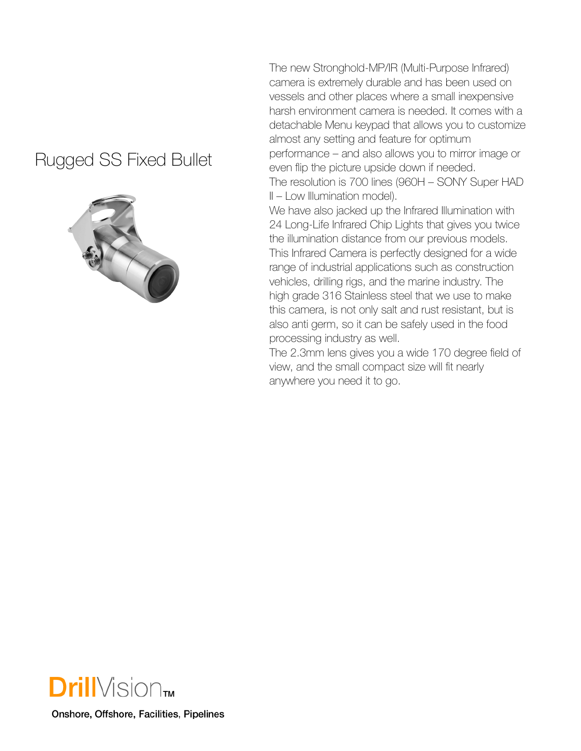# Rugged SS Fixed Bullet

The new Stronghold-MP/IR (Multi-Purpose Infrared) camera is extremely durable and has been used on vessels and other places where a small inexpensive harsh environment camera is needed. It comes with a detachable Menu keypad that allows you to customize almost any setting and feature for optimum performance – and also allows you to mirror image or even flip the picture upside down if needed.

The resolution is 700 lines (960H – SONY Super HAD II – Low Illumination model).

We have also jacked up the Infrared Illumination with 24 Long-Life Infrared Chip Lights that gives you twice the illumination distance from our previous models.

This Infrared Camera is perfectly designed for a wide range of industrial applications such as construction vehicles, drilling rigs, and the marine industry. The high grade 316 Stainless steel that we use to make this camera, is not only salt and rust resistant, but is also anti germ, so it can be safely used in the food processing industry as well.

The 2.3mm lens gives you a wide 170 degree field of view, and the small compact size will fit nearly anywhere you need it to go.

**DrillVision™**

**Onshore, Offshore, Facilities, Pipelines**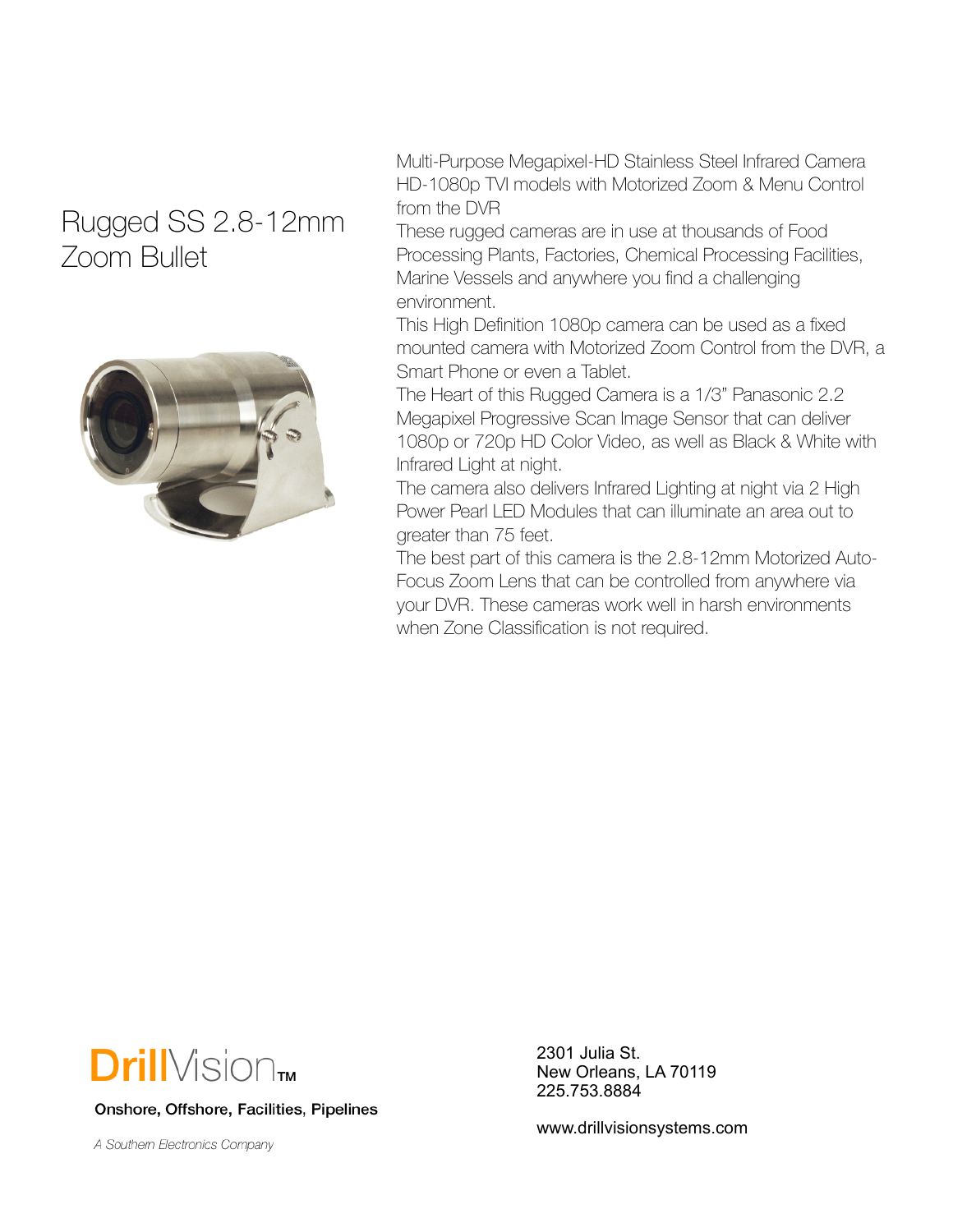# Rugged SS 2.8-12mm Zoom Bullet

Multi-Purpose Megapixel-HD Stainless Steel Infrared Camera HD-1080p TVI models with Motorized Zoom & Menu Control from the DVR

These rugged cameras are in use at thousands of Food Processing Plants, Factories, Chemical Processing Facilities, Marine Vessels and anywhere you find a challenging environment.

This High Definition 1080p camera can be used as a fixed mounted camera with Motorized Zoom Control from the DVR, a Smart Phone or even a Tablet.

The Heart of this Rugged Camera is a 1/3" Panasonic 2.2 Megapixel Progressive Scan Image Sensor that can deliver 1080p or 720p HD Color Video, as well as Black & White with Infrared Light at night.

The camera also delivers Infrared Lighting at night via 2 High Power Pearl LED Modules that can illuminate an area out to greater than 75 feet.

The best part of this camera is the 2.8-12mm Motorized Auto-Focus Zoom Lens that can be controlled from anywhere via your DVR. These cameras work well in harsh environments when Zone Classification is not required.

**DrillVision™**

**Onshore, Offshore, Facilities, Pipelines**

*A Southern Electronics Company*

2301 Julia St.
New Orleans, LA 70119
225.753.8884

www.drillvisionsystems.com